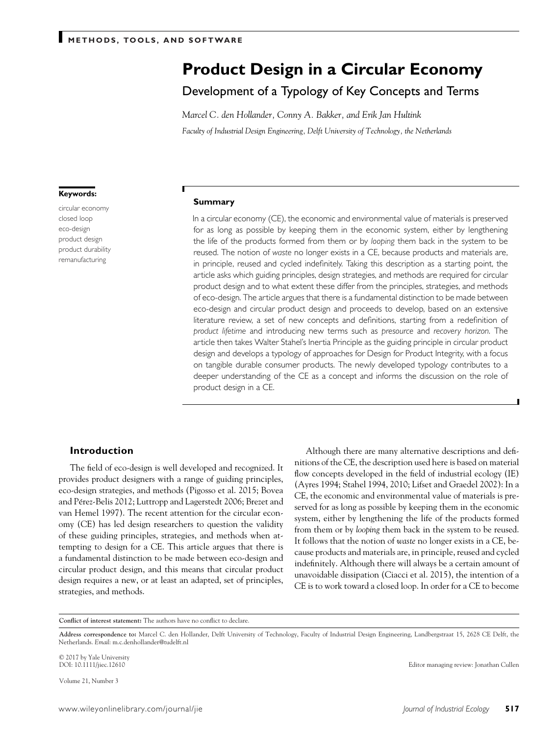METHODS, TOOLS, AND SOFTWARE

# Product Design in a Circular Economy

## Development of a Typology of Key Concepts and Terms

*Marcel C. den Hollander, Conny A. Bakker, and Erik Jan Hultink*

*Faculty of Industrial Design Engineering, Delft University of Technology, the Netherlands*

**Keywords:**

circular economy
closed loop
eco-design
product design
product durability
remanufacturing

### Summary

In a circular economy (CE), the economic and environmental value of materials is preserved for as long as possible by keeping them in the economic system, either by lengthening the life of the products formed from them or by *looping* them back in the system to be reused. The notion of *waste* no longer exists in a CE, because products and materials are, in principle, reused and cycled indefinitely. Taking this description as a starting point, the article asks which guiding principles, design strategies, and methods are required for circular product design and to what extent these differ from the principles, strategies, and methods of eco-design. The article argues that there is a fundamental distinction to be made between eco-design and circular product design and proceeds to develop, based on an extensive literature review, a set of new concepts and definitions, starting from a redefinition of *product lifetime* and introducing new terms such as *presource* and *recovery horizon*. The article then takes Walter Stahel's Inertia Principle as the guiding principle in circular product design and develops a typology of approaches for Design for Product Integrity, with a focus on tangible durable consumer products. The newly developed typology contributes to a deeper understanding of the CE as a concept and informs the discussion on the role of product design in a CE.

## Introduction

The field of eco-design is well developed and recognized. It provides product designers with a range of guiding principles, eco-design strategies, and methods (Pigosso et al. 2015; Bovea and Pérez-Belis 2012; Luttropp and Lagerstedt 2006; Brezet and van Hemel 1997). The recent attention for the circular economy (CE) has led design researchers to question the validity of these guiding principles, strategies, and methods when attempting to design for a CE. This article argues that there is a fundamental distinction to be made between eco-design and circular product design, and this means that circular product design requires a new, or at least an adapted, set of principles, strategies, and methods.

Although there are many alternative descriptions and definitions of the CE, the description used here is based on material flow concepts developed in the field of industrial ecology (IE) (Ayres 1994; Stahel 1994, 2010; Lifset and Graedel 2002): In a CE, the economic and environmental value of materials is preserved for as long as possible by keeping them in the economic system, either by lengthening the life of the products formed from them or by *looping* them back in the system to be reused. It follows that the notion of *waste* no longer exists in a CE, because products and materials are, in principle, reused and cycled indefinitely. Although there will always be a certain amount of unavoidable dissipation (Ciacci et al. 2015), the intention of a CE is to work toward a closed loop. In order for a CE to become

**Conflict of interest statement:** The authors have no conflict to declare.

**Address correspondence to:** Marcel C. den Hollander, Delft University of Technology, Faculty of Industrial Design Engineering, Landbergstraat 15, 2628 CE Delft, the Netherlands. *Email:* m.c.denhollander@tudelft.nl

© 2017 by Yale University
DOI: 10.1111/jiec.12610

Editor managing review: Jonathan Cullen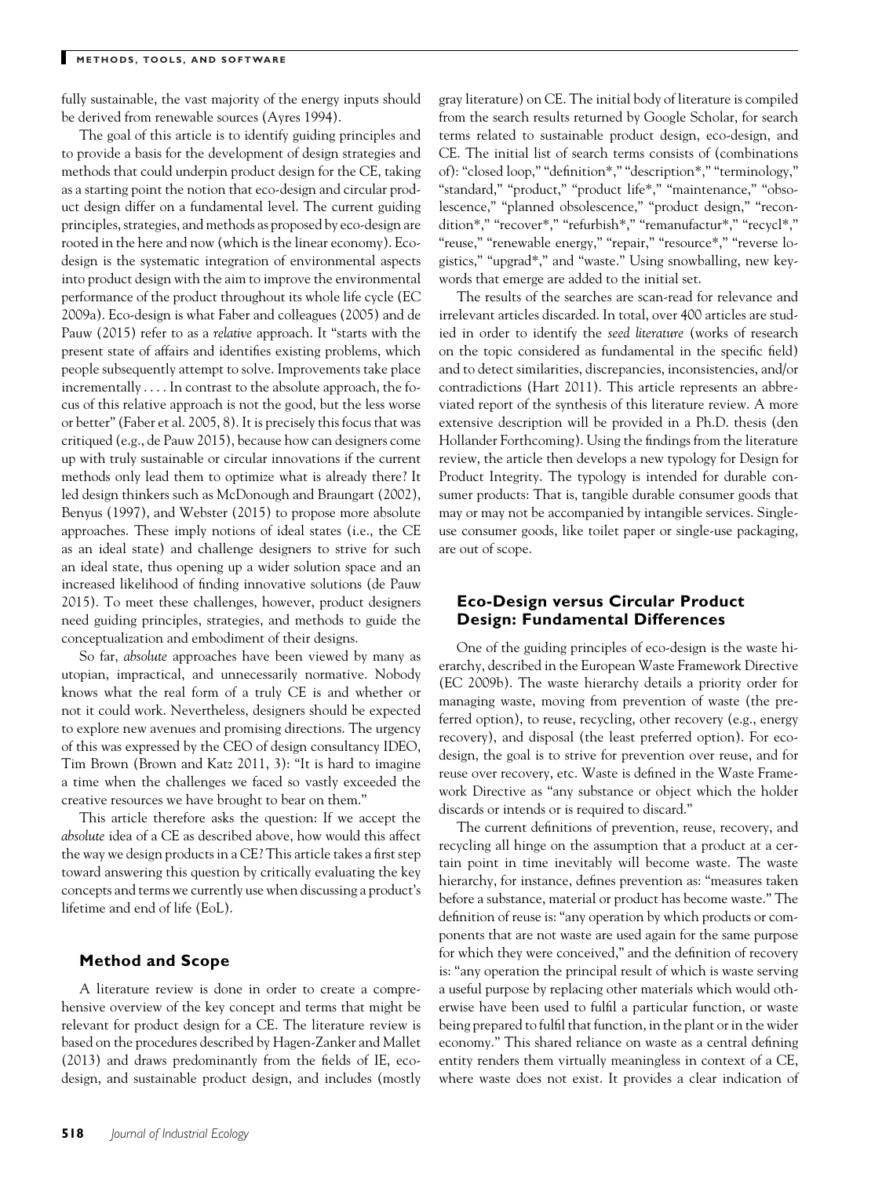fully sustainable, the vast majority of the energy inputs should be derived from renewable sources (Ayres 1994).

The goal of this article is to identify guiding principles and to provide a basis for the development of design strategies and methods that could underpin product design for the CE, taking as a starting point the notion that eco-design and circular product design differ on a fundamental level. The current guiding principles, strategies, and methods as proposed by eco-design are rooted in the here and now (which is the linear economy). Eco-design is the systematic integration of environmental aspects into product design with the aim to improve the environmental performance of the product throughout its whole life cycle (EC 2009a). Eco-design is what Faber and colleagues (2005) and de Pauw (2015) refer to as a *relative* approach. It "starts with the present state of affairs and identifies existing problems, which people subsequently attempt to solve. Improvements take place incrementally .... In contrast to the absolute approach, the focus of this relative approach is not the good, but the less worse or better" (Faber et al. 2005, 8). It is precisely this focus that was critiqued (e.g., de Pauw 2015), because how can designers come up with truly sustainable or circular innovations if the current methods only lead them to optimize what is already there? It led design thinkers such as McDonough and Braungart (2002), Benyus (1997), and Webster (2015) to propose more absolute approaches. These imply notions of ideal states (i.e., the CE as an ideal state) and challenge designers to strive for such an ideal state, thus opening up a wider solution space and an increased likelihood of finding innovative solutions (de Pauw 2015). To meet these challenges, however, product designers need guiding principles, strategies, and methods to guide the conceptualization and embodiment of their designs.

So far, *absolute* approaches have been viewed by many as utopian, impractical, and unnecessarily normative. Nobody knows what the real form of a truly CE is and whether or not it could work. Nevertheless, designers should be expected to explore new avenues and promising directions. The urgency of this was expressed by the CEO of design consultancy IDEO, Tim Brown (Brown and Katz 2011, 3): "It is hard to imagine a time when the challenges we faced so vastly exceeded the creative resources we have brought to bear on them."

This article therefore asks the question: If we accept the *absolute* idea of a CE as described above, how would this affect the way we design products in a CE? This article takes a first step toward answering this question by critically evaluating the key concepts and terms we currently use when discussing a product's lifetime and end of life (EoL).

## Method and Scope

A literature review is done in order to create a comprehensive overview of the key concept and terms that might be relevant for product design for a CE. The literature review is based on the procedures described by Hagen-Zanker and Mallet (2013) and draws predominantly from the fields of IE, eco-design, and sustainable product design, and includes (mostly gray literature) on CE. The initial body of literature is compiled from the search results returned by Google Scholar, for search terms related to sustainable product design, eco-design, and CE. The initial list of search terms consists of (combinations of): "closed loop," "definition*," "description*," "terminology," "standard," "product," "product life*," "maintenance," "obsolescence," "planned obsolescence," "product design," "recondition*," "recover*," "refurbish*," "remanufactur*," "recycl*," "reuse," "renewable energy," "repair," "resource*," "reverse logistics," "upgrad*," and "waste." Using snowballing, new keywords that emerge are added to the initial set.

The results of the searches are scan-read for relevance and irrelevant articles discarded. In total, over 400 articles are studied in order to identify the *seed literature* (works of research on the topic considered as fundamental in the specific field) and to detect similarities, discrepancies, inconsistencies, and/or contradictions (Hart 2011). This article represents an abbreviated report of the synthesis of this literature review. A more extensive description will be provided in a Ph.D. thesis (den Hollander Forthcoming). Using the findings from the literature review, the article then develops a new typology for Design for Product Integrity. The typology is intended for durable consumer products: That is, tangible durable consumer goods that may or may not be accompanied by intangible services. Single-use consumer goods, like toilet paper or single-use packaging, are out of scope.

## Eco-Design versus Circular Product Design: Fundamental Differences

One of the guiding principles of eco-design is the waste hierarchy, described in the European Waste Framework Directive (EC 2009b). The waste hierarchy details a priority order for managing waste, moving from prevention of waste (the preferred option), to reuse, recycling, other recovery (e.g., energy recovery), and disposal (the least preferred option). For eco-design, the goal is to strive for prevention over reuse, and for reuse over recovery, etc. Waste is defined in the Waste Framework Directive as "any substance or object which the holder discards or intends or is required to discard."

The current definitions of prevention, reuse, recovery, and recycling all hinge on the assumption that a product at a certain point in time inevitably will become waste. The waste hierarchy, for instance, defines prevention as: "measures taken before a substance, material or product has become waste." The definition of reuse is: "any operation by which products or components that are not waste are used again for the same purpose for which they were conceived," and the definition of recovery is: "any operation the principal result of which is waste serving a useful purpose by replacing other materials which would otherwise have been used to fulfil a particular function, or waste being prepared to fulfil that function, in the plant or in the wider economy." This shared reliance on waste as a central defining entity renders them virtually meaningless in context of a CE, where waste does not exist. It provides a clear indication of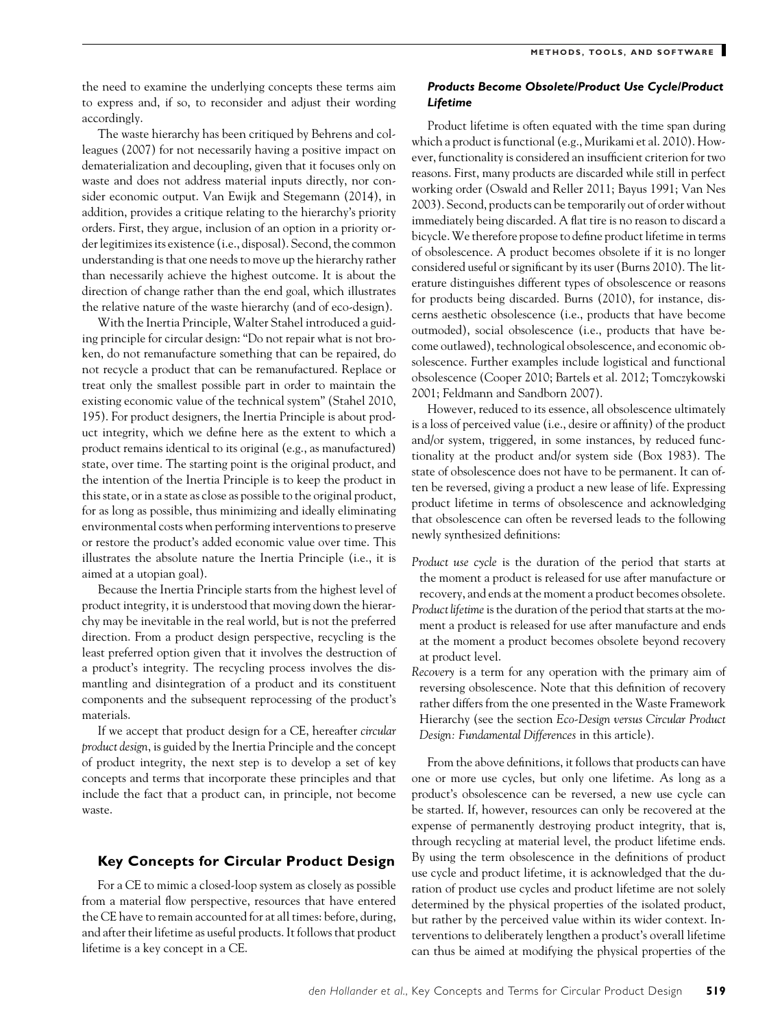the need to examine the underlying concepts these terms aim to express and, if so, to reconsider and adjust their wording accordingly.

The waste hierarchy has been critiqued by Behrens and colleagues (2007) for not necessarily having a positive impact on dematerialization and decoupling, given that it focuses only on waste and does not address material inputs directly, nor consider economic output. Van Ewijk and Stegemann (2014), in addition, provides a critique relating to the hierarchy's priority orders. First, they argue, inclusion of an option in a priority order legitimizes its existence (i.e., disposal). Second, the common understanding is that one needs to move up the hierarchy rather than necessarily achieve the highest outcome. It is about the direction of change rather than the end goal, which illustrates the relative nature of the waste hierarchy (and of eco-design).

With the Inertia Principle, Walter Stahel introduced a guiding principle for circular design: "Do not repair what is not broken, do not remanufacture something that can be repaired, do not recycle a product that can be remanufactured. Replace or treat only the smallest possible part in order to maintain the existing economic value of the technical system" (Stahel 2010, 195). For product designers, the Inertia Principle is about product integrity, which we define here as the extent to which a product remains identical to its original (e.g., as manufactured) state, over time. The starting point is the original product, and the intention of the Inertia Principle is to keep the product in this state, or in a state as close as possible to the original product, for as long as possible, thus minimizing and ideally eliminating environmental costs when performing interventions to preserve or restore the product's added economic value over time. This illustrates the absolute nature the Inertia Principle (i.e., it is aimed at a utopian goal).

Because the Inertia Principle starts from the highest level of product integrity, it is understood that moving down the hierarchy may be inevitable in the real world, but is not the preferred direction. From a product design perspective, recycling is the least preferred option given that it involves the destruction of a product's integrity. The recycling process involves the dismantling and disintegration of a product and its constituent components and the subsequent reprocessing of the product's materials.

If we accept that product design for a CE, hereafter *circular product design*, is guided by the Inertia Principle and the concept of product integrity, the next step is to develop a set of key concepts and terms that incorporate these principles and that include the fact that a product can, in principle, not become waste.

## Key Concepts for Circular Product Design

For a CE to mimic a closed-loop system as closely as possible from a material flow perspective, resources that have entered the CE have to remain accounted for at all times: before, during, and after their lifetime as useful products. It follows that product lifetime is a key concept in a CE.

### *Products Become Obsolete/Product Use Cycle/Product Lifetime*

Product lifetime is often equated with the time span during which a product is functional (e.g., Murikami et al. 2010). However, functionality is considered an insufficient criterion for two reasons. First, many products are discarded while still in perfect working order (Oswald and Reller 2011; Bayus 1991; Van Nes 2003). Second, products can be temporarily out of order without immediately being discarded. A flat tire is no reason to discard a bicycle. We therefore propose to define product lifetime in terms of obsolescence. A product becomes obsolete if it is no longer considered useful or significant by its user (Burns 2010). The literature distinguishes different types of obsolescence or reasons for products being discarded. Burns (2010), for instance, discerns aesthetic obsolescence (i.e., products that have become outmoded), social obsolescence (i.e., products that have become outlawed), technological obsolescence, and economic obsolescence. Further examples include logistical and functional obsolescence (Cooper 2010; Bartels et al. 2012; Tomczykowski 2001; Feldmann and Sandborn 2007).

However, reduced to its essence, all obsolescence ultimately is a loss of perceived value (i.e., desire or affinity) of the product and/or system, triggered, in some instances, by reduced functionality at the product and/or system side (Box 1983). The state of obsolescence does not have to be permanent. It can often be reversed, giving a product a new lease of life. Expressing product lifetime in terms of obsolescence and acknowledging that obsolescence can often be reversed leads to the following newly synthesized definitions:

- *Product use cycle* is the duration of the period that starts at the moment a product is released for use after manufacture or recovery, and ends at the moment a product becomes obsolete.
- *Product lifetime* is the duration of the period that starts at the moment a product is released for use after manufacture and ends at the moment a product becomes obsolete beyond recovery at product level.
- *Recovery* is a term for any operation with the primary aim of reversing obsolescence. Note that this definition of recovery rather differs from the one presented in the Waste Framework Hierarchy (see the section *Eco-Design versus Circular Product Design: Fundamental Differences* in this article).

From the above definitions, it follows that products can have one or more use cycles, but only one lifetime. As long as a product's obsolescence can be reversed, a new use cycle can be started. If, however, resources can only be recovered at the expense of permanently destroying product integrity, that is, through recycling at material level, the product lifetime ends. By using the term obsolescence in the definitions of product use cycle and product lifetime, it is acknowledged that the duration of product use cycles and product lifetime are not solely determined by the physical properties of the isolated product, but rather by the perceived value within its wider context. Interventions to deliberately lengthen a product's overall lifetime can thus be aimed at modifying the physical properties of the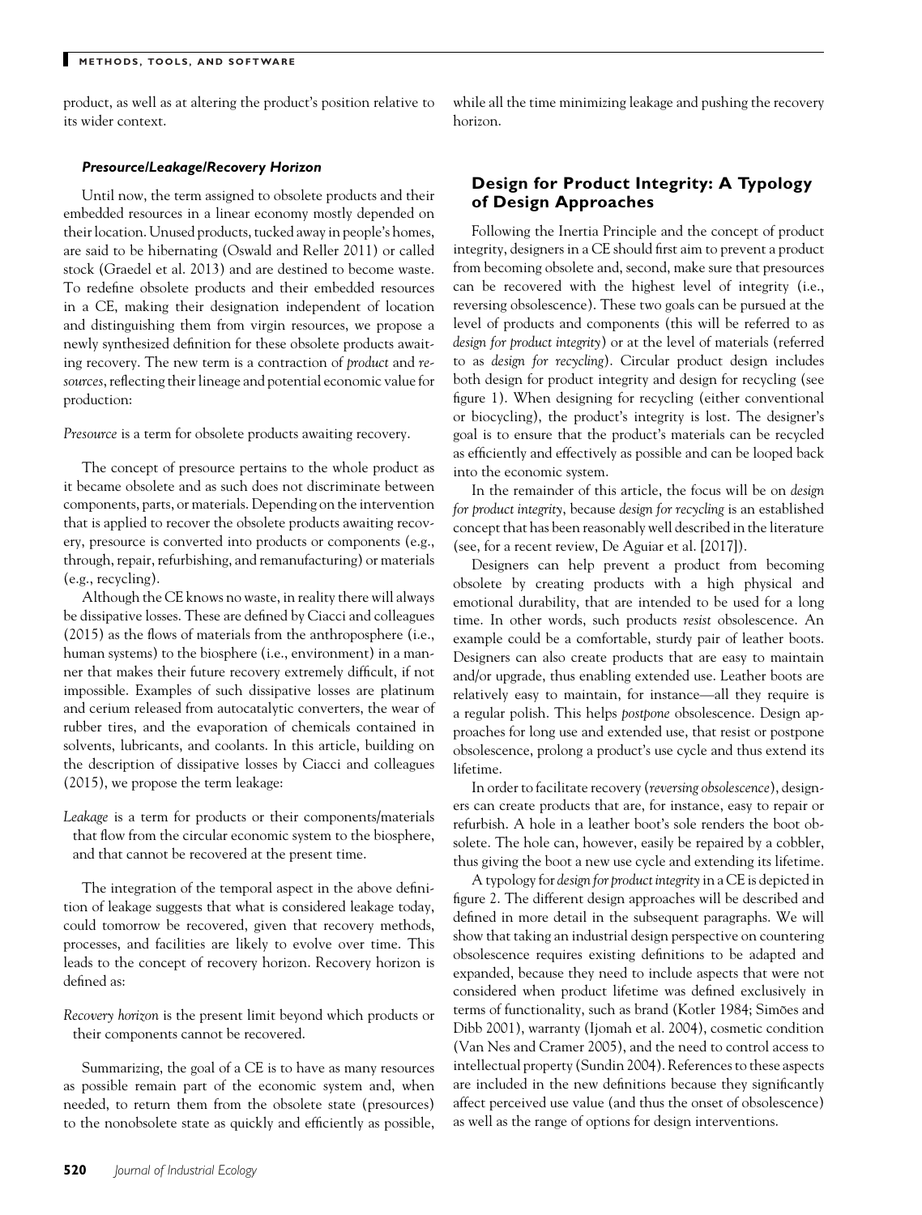product, as well as at altering the product's position relative to its wider context.

### *Presource/Leakage/Recovery Horizon*

Until now, the term assigned to obsolete products and their embedded resources in a linear economy mostly depended on their location. Unused products, tucked away in people's homes, are said to be hibernating (Oswald and Reller 2011) or called stock (Graedel et al. 2013) and are destined to become waste. To redefine obsolete products and their embedded resources in a CE, making their designation independent of location and distinguishing them from virgin resources, we propose a newly synthesized definition for these obsolete products awaiting recovery. The new term is a contraction of *product* and *resources*, reflecting their lineage and potential economic value for production:

*Presource* is a term for obsolete products awaiting recovery.

The concept of presource pertains to the whole product as it became obsolete and as such does not discriminate between components, parts, or materials. Depending on the intervention that is applied to recover the obsolete products awaiting recovery, presource is converted into products or components (e.g., through, repair, refurbishing, and remanufacturing) or materials (e.g., recycling).

Although the CE knows no waste, in reality there will always be dissipative losses. These are defined by Ciacci and colleagues (2015) as the flows of materials from the anthroposphere (i.e., human systems) to the biosphere (i.e., environment) in a manner that makes their future recovery extremely difficult, if not impossible. Examples of such dissipative losses are platinum and cerium released from autocatalytic converters, the wear of rubber tires, and the evaporation of chemicals contained in solvents, lubricants, and coolants. In this article, building on the description of dissipative losses by Ciacci and colleagues (2015), we propose the term leakage:

*Leakage* is a term for products or their components/materials that flow from the circular economic system to the biosphere, and that cannot be recovered at the present time.

The integration of the temporal aspect in the above definition of leakage suggests that what is considered leakage today, could tomorrow be recovered, given that recovery methods, processes, and facilities are likely to evolve over time. This leads to the concept of recovery horizon. Recovery horizon is defined as:

*Recovery horizon* is the present limit beyond which products or their components cannot be recovered.

Summarizing, the goal of a CE is to have as many resources as possible remain part of the economic system and, when needed, to return them from the obsolete state (presources) to the nonobsolete state as quickly and efficiently as possible, while all the time minimizing leakage and pushing the recovery horizon.

## Design for Product Integrity: A Typology of Design Approaches

Following the Inertia Principle and the concept of product integrity, designers in a CE should first aim to prevent a product from becoming obsolete and, second, make sure that presources can be recovered with the highest level of integrity (i.e., reversing obsolescence). These two goals can be pursued at the level of products and components (this will be referred to as *design for product integrity*) or at the level of materials (referred to as *design for recycling*). Circular product design includes both design for product integrity and design for recycling (see figure 1). When designing for recycling (either conventional or biocycling), the product's integrity is lost. The designer's goal is to ensure that the product's materials can be recycled as efficiently and effectively as possible and can be looped back into the economic system.

In the remainder of this article, the focus will be on *design for product integrity*, because *design for recycling* is an established concept that has been reasonably well described in the literature (see, for a recent review, De Aguiar et al. [2017]).

Designers can help prevent a product from becoming obsolete by creating products with a high physical and emotional durability, that are intended to be used for a long time. In other words, such products *resist* obsolescence. An example could be a comfortable, sturdy pair of leather boots. Designers can also create products that are easy to maintain and/or upgrade, thus enabling extended use. Leather boots are relatively easy to maintain, for instance—all they require is a regular polish. This helps *postpone* obsolescence. Design approaches for long use and extended use, that resist or postpone obsolescence, prolong a product's use cycle and thus extend its lifetime.

In order to facilitate recovery (*reversing obsolescence*), designers can create products that are, for instance, easy to repair or refurbish. A hole in a leather boot's sole renders the boot obsolete. The hole can, however, easily be repaired by a cobbler, thus giving the boot a new use cycle and extending its lifetime.

A typology for *design for product integrity* in a CE is depicted in figure 2. The different design approaches will be described and defined in more detail in the subsequent paragraphs. We will show that taking an industrial design perspective on countering obsolescence requires existing definitions to be adapted and expanded, because they need to include aspects that were not considered when product lifetime was defined exclusively in terms of functionality, such as brand (Kotler 1984; Simões and Dibb 2001), warranty (Ijomah et al. 2004), cosmetic condition (Van Nes and Cramer 2005), and the need to control access to intellectual property (Sundin 2004). References to these aspects are included in the new definitions because they significantly affect perceived use value (and thus the onset of obsolescence) as well as the range of options for design interventions.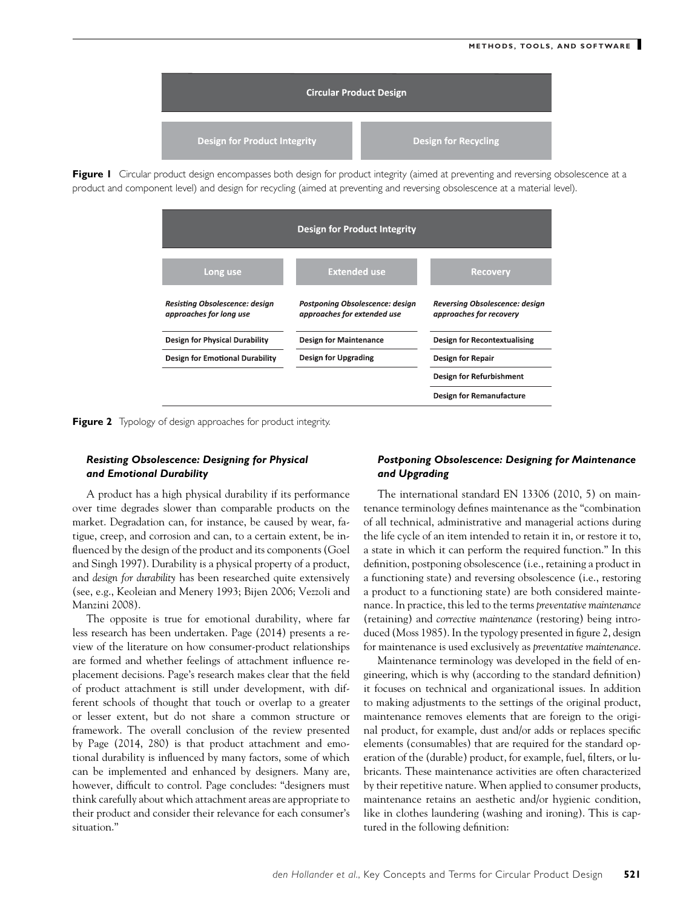Circular Product Design

Design for Product Integrity | Design for Recycling

**Figure 1** Circular product design encompasses both design for product integrity (aimed at preventing and reversing obsolescence at a product and component level) and design for recycling (aimed at preventing and reversing obsolescence at a material level).

Design for Product Integrity

| Long use | Extended use | Recovery |
|---|---|---|
| *Resisting Obsolescence: design approaches for long use* | *Postponing Obsolescence: design approaches for extended use* | *Reversing Obsolescence: design approaches for recovery* |
| **Design for Physical Durability** | **Design for Maintenance** | **Design for Recontextualising** |
| **Design for Emotional Durability** | **Design for Upgrading** | **Design for Repair** |
| | | **Design for Refurbishment** |
| | | **Design for Remanufacture** |

**Figure 2** Typology of design approaches for product integrity.

### *Resisting Obsolescence: Designing for Physical and Emotional Durability*

A product has a high physical durability if its performance over time degrades slower than comparable products on the market. Degradation can, for instance, be caused by wear, fatigue, creep, and corrosion and can, to a certain extent, be influenced by the design of the product and its components (Goel and Singh 1997). Durability is a physical property of a product, and *design for durability* has been researched quite extensively (see, e.g., Keoleian and Menery 1993; Bijen 2006; Vezzoli and Manzini 2008).

The opposite is true for emotional durability, where far less research has been undertaken. Page (2014) presents a review of the literature on how consumer-product relationships are formed and whether feelings of attachment influence replacement decisions. Page's research makes clear that the field of product attachment is still under development, with different schools of thought that touch or overlap to a greater or lesser extent, but do not share a common structure or framework. The overall conclusion of the review presented by Page (2014, 280) is that product attachment and emotional durability is influenced by many factors, some of which can be implemented and enhanced by designers. Many are, however, difficult to control. Page concludes: "designers must think carefully about which attachment areas are appropriate to their product and consider their relevance for each consumer's situation."

### *Postponing Obsolescence: Designing for Maintenance and Upgrading*

The international standard EN 13306 (2010, 5) on maintenance terminology defines maintenance as the "combination of all technical, administrative and managerial actions during the life cycle of an item intended to retain it in, or restore it to, a state in which it can perform the required function." In this definition, postponing obsolescence (i.e., retaining a product in a functioning state) and reversing obsolescence (i.e., restoring a product to a functioning state) are both considered maintenance. In practice, this led to the terms *preventative maintenance* (retaining) and *corrective maintenance* (restoring) being introduced (Moss 1985). In the typology presented in figure 2, design for maintenance is used exclusively as *preventative maintenance*.

Maintenance terminology was developed in the field of engineering, which is why (according to the standard definition) it focuses on technical and organizational issues. In addition to making adjustments to the settings of the original product, maintenance removes elements that are foreign to the original product, for example, dust and/or adds or replaces specific elements (consumables) that are required for the standard operation of the (durable) product, for example, fuel, filters, or lubricants. These maintenance activities are often characterized by their repetitive nature. When applied to consumer products, maintenance retains an aesthetic and/or hygienic condition, like in clothes laundering (washing and ironing). This is captured in the following definition: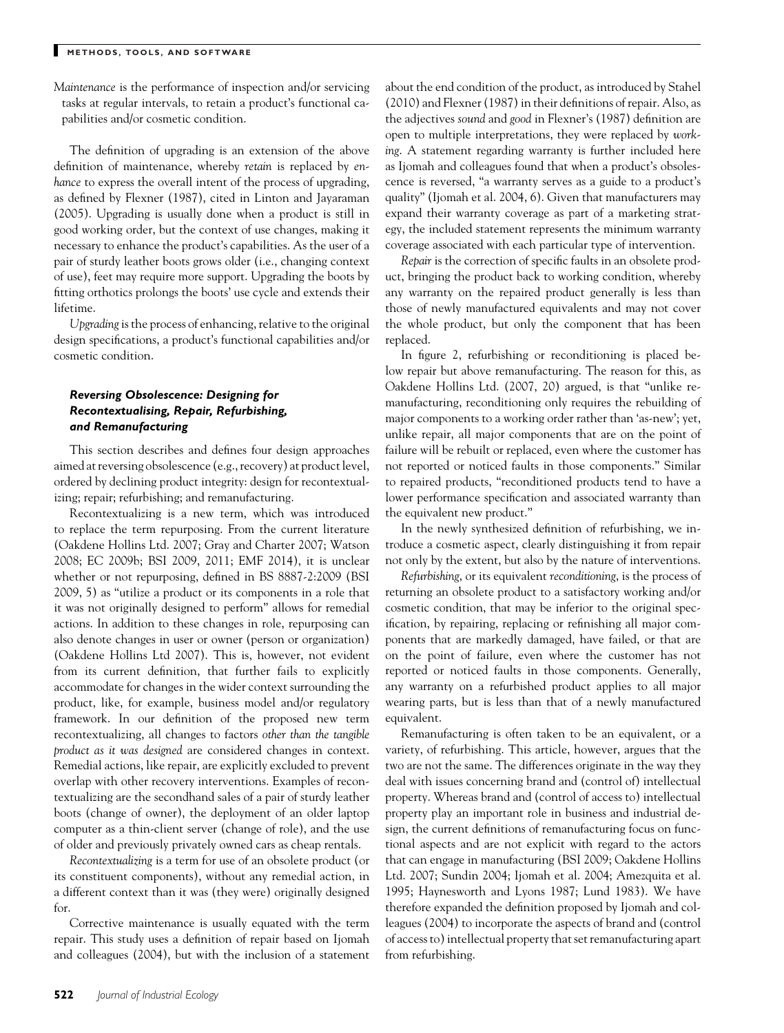*Maintenance* is the performance of inspection and/or servicing tasks at regular intervals, to retain a product's functional capabilities and/or cosmetic condition.

The definition of upgrading is an extension of the above definition of maintenance, whereby *retain* is replaced by *enhance* to express the overall intent of the process of upgrading, as defined by Flexner (1987), cited in Linton and Jayaraman (2005). Upgrading is usually done when a product is still in good working order, but the context of use changes, making it necessary to enhance the product's capabilities. As the user of a pair of sturdy leather boots grows older (i.e., changing context of use), feet may require more support. Upgrading the boots by fitting orthotics prolongs the boots' use cycle and extends their lifetime.

*Upgrading* is the process of enhancing, relative to the original design specifications, a product's functional capabilities and/or cosmetic condition.

### *Reversing Obsolescence: Designing for Recontextualising, Repair, Refurbishing, and Remanufacturing*

This section describes and defines four design approaches aimed at reversing obsolescence (e.g., recovery) at product level, ordered by declining product integrity: design for recontextualizing; repair; refurbishing; and remanufacturing.

Recontextualizing is a new term, which was introduced to replace the term repurposing. From the current literature (Oakdene Hollins Ltd. 2007; Gray and Charter 2007; Watson 2008; EC 2009b; BSI 2009, 2011; EMF 2014), it is unclear whether or not repurposing, defined in BS 8887-2:2009 (BSI 2009, 5) as "utilize a product or its components in a role that it was not originally designed to perform" allows for remedial actions. In addition to these changes in role, repurposing can also denote changes in user or owner (person or organization) (Oakdene Hollins Ltd 2007). This is, however, not evident from its current definition, that further fails to explicitly accommodate for changes in the wider context surrounding the product, like, for example, business model and/or regulatory framework. In our definition of the proposed new term recontextualizing, all changes to factors *other than the tangible product as it was designed* are considered changes in context. Remedial actions, like repair, are explicitly excluded to prevent overlap with other recovery interventions. Examples of recontextualizing are the secondhand sales of a pair of sturdy leather boots (change of owner), the deployment of an older laptop computer as a thin-client server (change of role), and the use of older and previously privately owned cars as cheap rentals.

*Recontextualizing* is a term for use of an obsolete product (or its constituent components), without any remedial action, in a different context than it was (they were) originally designed for.

Corrective maintenance is usually equated with the term repair. This study uses a definition of repair based on Ijomah and colleagues (2004), but with the inclusion of a statement about the end condition of the product, as introduced by Stahel (2010) and Flexner (1987) in their definitions of repair. Also, as the adjectives *sound* and *good* in Flexner's (1987) definition are open to multiple interpretations, they were replaced by *working*. A statement regarding warranty is further included here as Ijomah and colleagues found that when a product's obsolescence is reversed, "a warranty serves as a guide to a product's quality" (Ijomah et al. 2004, 6). Given that manufacturers may expand their warranty coverage as part of a marketing strategy, the included statement represents the minimum warranty coverage associated with each particular type of intervention.

*Repair* is the correction of specific faults in an obsolete product, bringing the product back to working condition, whereby any warranty on the repaired product generally is less than those of newly manufactured equivalents and may not cover the whole product, but only the component that has been replaced.

In figure 2, refurbishing or reconditioning is placed below repair but above remanufacturing. The reason for this, as Oakdene Hollins Ltd. (2007, 20) argued, is that "unlike remanufacturing, reconditioning only requires the rebuilding of major components to a working order rather than 'as-new'; yet, unlike repair, all major components that are on the point of failure will be rebuilt or replaced, even where the customer has not reported or noticed faults in those components." Similar to repaired products, "reconditioned products tend to have a lower performance specification and associated warranty than the equivalent new product."

In the newly synthesized definition of refurbishing, we introduce a cosmetic aspect, clearly distinguishing it from repair not only by the extent, but also by the nature of interventions.

*Refurbishing*, or its equivalent *reconditioning*, is the process of returning an obsolete product to a satisfactory working and/or cosmetic condition, that may be inferior to the original specification, by repairing, replacing or refinishing all major components that are markedly damaged, have failed, or that are on the point of failure, even where the customer has not reported or noticed faults in those components. Generally, any warranty on a refurbished product applies to all major wearing parts, but is less than that of a newly manufactured equivalent.

Remanufacturing is often taken to be an equivalent, or a variety, of refurbishing. This article, however, argues that the two are not the same. The differences originate in the way they deal with issues concerning brand and (control of) intellectual property. Whereas brand and (control of access to) intellectual property play an important role in business and industrial design, the current definitions of remanufacturing focus on functional aspects and are not explicit with regard to the actors that can engage in manufacturing (BSI 2009; Oakdene Hollins Ltd. 2007; Sundin 2004; Ijomah et al. 2004; Amezquita et al. 1995; Haynesworth and Lyons 1987; Lund 1983). We have therefore expanded the definition proposed by Ijomah and colleagues (2004) to incorporate the aspects of brand and (control of access to) intellectual property that set remanufacturing apart from refurbishing.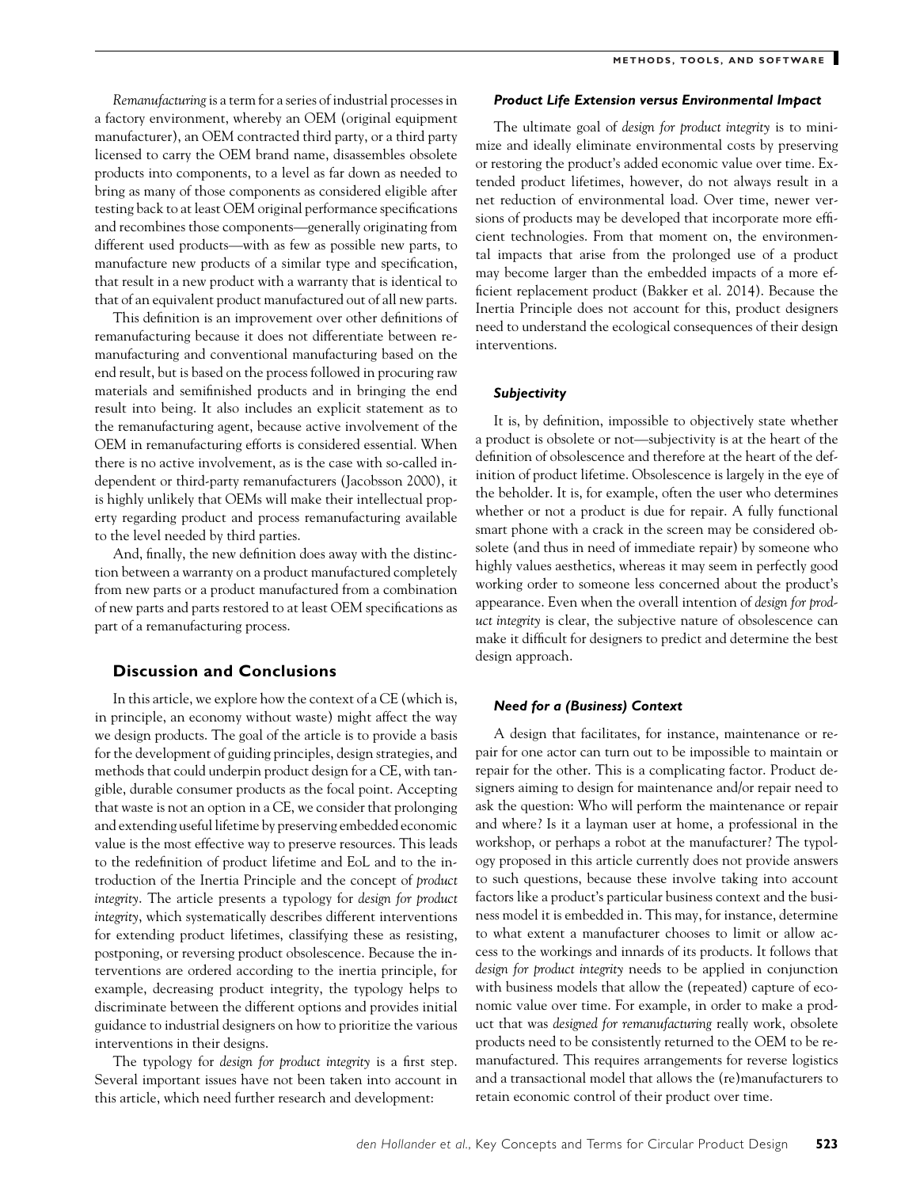*Remanufacturing* is a term for a series of industrial processes in a factory environment, whereby an OEM (original equipment manufacturer), an OEM contracted third party, or a third party licensed to carry the OEM brand name, disassembles obsolete products into components, to a level as far down as needed to bring as many of those components as considered eligible after testing back to at least OEM original performance specifications and recombines those components—generally originating from different used products—with as few as possible new parts, to manufacture new products of a similar type and specification, that result in a new product with a warranty that is identical to that of an equivalent product manufactured out of all new parts.

This definition is an improvement over other definitions of remanufacturing because it does not differentiate between remanufacturing and conventional manufacturing based on the end result, but is based on the process followed in procuring raw materials and semifinished products and in bringing the end result into being. It also includes an explicit statement as to the remanufacturing agent, because active involvement of the OEM in remanufacturing efforts is considered essential. When there is no active involvement, as is the case with so-called independent or third-party remanufacturers (Jacobsson 2000), it is highly unlikely that OEMs will make their intellectual property regarding product and process remanufacturing available to the level needed by third parties.

And, finally, the new definition does away with the distinction between a warranty on a product manufactured completely from new parts or a product manufactured from a combination of new parts and parts restored to at least OEM specifications as part of a remanufacturing process.

## Discussion and Conclusions

In this article, we explore how the context of a CE (which is, in principle, an economy without waste) might affect the way we design products. The goal of the article is to provide a basis for the development of guiding principles, design strategies, and methods that could underpin product design for a CE, with tangible, durable consumer products as the focal point. Accepting that waste is not an option in a CE, we consider that prolonging and extending useful lifetime by preserving embedded economic value is the most effective way to preserve resources. This leads to the redefinition of product lifetime and EoL and to the introduction of the Inertia Principle and the concept of *product integrity*. The article presents a typology for *design for product integrity*, which systematically describes different interventions for extending product lifetimes, classifying these as resisting, postponing, or reversing product obsolescence. Because the interventions are ordered according to the inertia principle, for example, decreasing product integrity, the typology helps to discriminate between the different options and provides initial guidance to industrial designers on how to prioritize the various interventions in their designs.

The typology for *design for product integrity* is a first step. Several important issues have not been taken into account in this article, which need further research and development:

### *Product Life Extension versus Environmental Impact*

The ultimate goal of *design for product integrity* is to minimize and ideally eliminate environmental costs by preserving or restoring the product's added economic value over time. Extended product lifetimes, however, do not always result in a net reduction of environmental load. Over time, newer versions of products may be developed that incorporate more efficient technologies. From that moment on, the environmental impacts that arise from the prolonged use of a product may become larger than the embedded impacts of a more efficient replacement product (Bakker et al. 2014). Because the Inertia Principle does not account for this, product designers need to understand the ecological consequences of their design interventions.

### *Subjectivity*

It is, by definition, impossible to objectively state whether a product is obsolete or not—subjectivity is at the heart of the definition of obsolescence and therefore at the heart of the definition of product lifetime. Obsolescence is largely in the eye of the beholder. It is, for example, often the user who determines whether or not a product is due for repair. A fully functional smart phone with a crack in the screen may be considered obsolete (and thus in need of immediate repair) by someone who highly values aesthetics, whereas it may seem in perfectly good working order to someone less concerned about the product's appearance. Even when the overall intention of *design for product integrity* is clear, the subjective nature of obsolescence can make it difficult for designers to predict and determine the best design approach.

### *Need for a (Business) Context*

A design that facilitates, for instance, maintenance or repair for one actor can turn out to be impossible to maintain or repair for the other. This is a complicating factor. Product designers aiming to design for maintenance and/or repair need to ask the question: Who will perform the maintenance or repair and where? Is it a layman user at home, a professional in the workshop, or perhaps a robot at the manufacturer? The typology proposed in this article currently does not provide answers to such questions, because these involve taking into account factors like a product's particular business context and the business model it is embedded in. This may, for instance, determine to what extent a manufacturer chooses to limit or allow access to the workings and innards of its products. It follows that *design for product integrity* needs to be applied in conjunction with business models that allow the (repeated) capture of economic value over time. For example, in order to make a product that was *designed for remanufacturing* really work, obsolete products need to be consistently returned to the OEM to be remanufactured. This requires arrangements for reverse logistics and a transactional model that allows the (re)manufacturers to retain economic control of their product over time.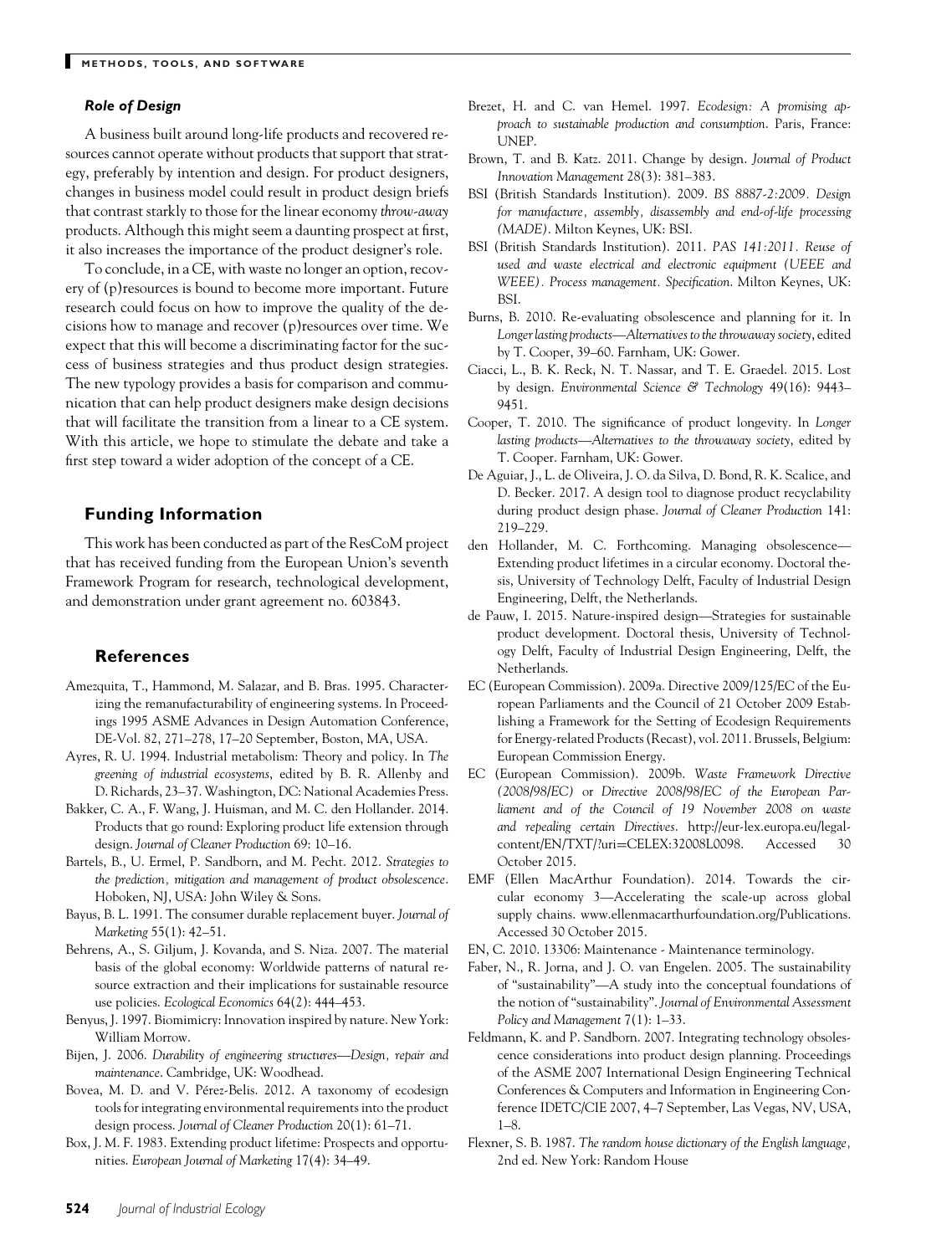### *Role of Design*

A business built around long-life products and recovered resources cannot operate without products that support that strategy, preferably by intention and design. For product designers, changes in business model could result in product design briefs that contrast starkly to those for the linear economy *throw-away* products. Although this might seem a daunting prospect at first, it also increases the importance of the product designer's role.

To conclude, in a CE, with waste no longer an option, recovery of (p)resources is bound to become more important. Future research could focus on how to improve the quality of the decisions how to manage and recover (p)resources over time. We expect that this will become a discriminating factor for the success of business strategies and thus product design strategies. The new typology provides a basis for comparison and communication that can help product designers make design decisions that will facilitate the transition from a linear to a CE system. With this article, we hope to stimulate the debate and take a first step toward a wider adoption of the concept of a CE.

## Funding Information

This work has been conducted as part of the ResCoM project that has received funding from the European Union's seventh Framework Program for research, technological development, and demonstration under grant agreement no. 603843.

## References

Amezquita, T., Hammond, M. Salazar, and B. Bras. 1995. Characterizing the remanufacturability of engineering systems. In Proceedings 1995 ASME Advances in Design Automation Conference, DE-Vol. 82, 271–278, 17–20 September, Boston, MA, USA.

Ayres, R. U. 1994. Industrial metabolism: Theory and policy. In *The greening of industrial ecosystems*, edited by B. R. Allenby and D. Richards, 23–37. Washington, DC: National Academies Press.

Bakker, C. A., F. Wang, J. Huisman, and M. C. den Hollander. 2014. Products that go round: Exploring product life extension through design. *Journal of Cleaner Production* 69: 10–16.

Bartels, B., U. Ermel, P. Sandborn, and M. Pecht. 2012. *Strategies to the prediction, mitigation and management of product obsolescence*. Hoboken, NJ, USA: John Wiley & Sons.

Bayus, B. L. 1991. The consumer durable replacement buyer. *Journal of Marketing* 55(1): 42–51.

Behrens, A., S. Giljum, J. Kovanda, and S. Niza. 2007. The material basis of the global economy: Worldwide patterns of natural resource extraction and their implications for sustainable resource use policies. *Ecological Economics* 64(2): 444–453.

Benyus, J. 1997. Biomimicry: Innovation inspired by nature. New York: William Morrow.

Bijen, J. 2006. *Durability of engineering structures—Design, repair and maintenance*. Cambridge, UK: Woodhead.

Bovea, M. D. and V. Pérez-Belis. 2012. A taxonomy of ecodesign tools for integrating environmental requirements into the product design process. *Journal of Cleaner Production* 20(1): 61–71.

Box, J. M. F. 1983. Extending product lifetime: Prospects and opportunities. *European Journal of Marketing* 17(4): 34–49.

Brezet, H. and C. van Hemel. 1997. *Ecodesign: A promising approach to sustainable production and consumption*. Paris, France: UNEP.

Brown, T. and B. Katz. 2011. Change by design. *Journal of Product Innovation Management* 28(3): 381–383.

BSI (British Standards Institution). 2009. *BS 8887-2:2009. Design for manufacture, assembly, disassembly and end-of-life processing (MADE)*. Milton Keynes, UK: BSI.

BSI (British Standards Institution). 2011. *PAS 141:2011. Reuse of used and waste electrical and electronic equipment (UEEE and WEEE). Process management. Specification*. Milton Keynes, UK: BSI.

Burns, B. 2010. Re-evaluating obsolescence and planning for it. In *Longer lasting products—Alternatives to the throwaway society*, edited by T. Cooper, 39–60. Farnham, UK: Gower.

Ciacci, L., B. K. Reck, N. T. Nassar, and T. E. Graedel. 2015. Lost by design. *Environmental Science & Technology* 49(16): 9443–9451.

Cooper, T. 2010. The significance of product longevity. In *Longer lasting products—Alternatives to the throwaway society*, edited by T. Cooper. Farnham, UK: Gower.

De Aguiar, J., L. de Oliveira, J. O. da Silva, D. Bond, R. K. Scalice, and D. Becker. 2017. A design tool to diagnose product recyclability during product design phase. *Journal of Cleaner Production* 141: 219–229.

den Hollander, M. C. Forthcoming. Managing obsolescence—Extending product lifetimes in a circular economy. Doctoral thesis, University of Technology Delft, Faculty of Industrial Design Engineering, Delft, the Netherlands.

de Pauw, I. 2015. Nature-inspired design—Strategies for sustainable product development. Doctoral thesis, University of Technology Delft, Faculty of Industrial Design Engineering, Delft, the Netherlands.

EC (European Commission). 2009a. Directive 2009/125/EC of the European Parliaments and the Council of 21 October 2009 Establishing a Framework for the Setting of Ecodesign Requirements for Energy-related Products (Recast), vol. 2011. Brussels, Belgium: European Commission Energy.

EC (European Commission). 2009b. *Waste Framework Directive (2008/98/EC)* or *Directive 2008/98/EC of the European Parliament and of the Council of 19 November 2008 on waste and repealing certain Directives*. http://eur-lex.europa.eu/legal-content/EN/TXT/?uri=CELEX:32008L0098. Accessed 30 October 2015.

EMF (Ellen MacArthur Foundation). 2014. Towards the circular economy 3—Accelerating the scale-up across global supply chains. www.ellenmacarthurfoundation.org/Publications. Accessed 30 October 2015.

EN, C. 2010. 13306: Maintenance - Maintenance terminology.

Faber, N., R. Jorna, and J. O. van Engelen. 2005. The sustainability of "sustainability"—A study into the conceptual foundations of the notion of "sustainability". *Journal of Environmental Assessment Policy and Management* 7(1): 1–33.

Feldmann, K. and P. Sandborn. 2007. Integrating technology obsolescence considerations into product design planning. Proceedings of the ASME 2007 International Design Engineering Technical Conferences & Computers and Information in Engineering Conference IDETC/CIE 2007, 4–7 September, Las Vegas, NV, USA, 1–8.

Flexner, S. B. 1987. *The random house dictionary of the English language*, 2nd ed. New York: Random House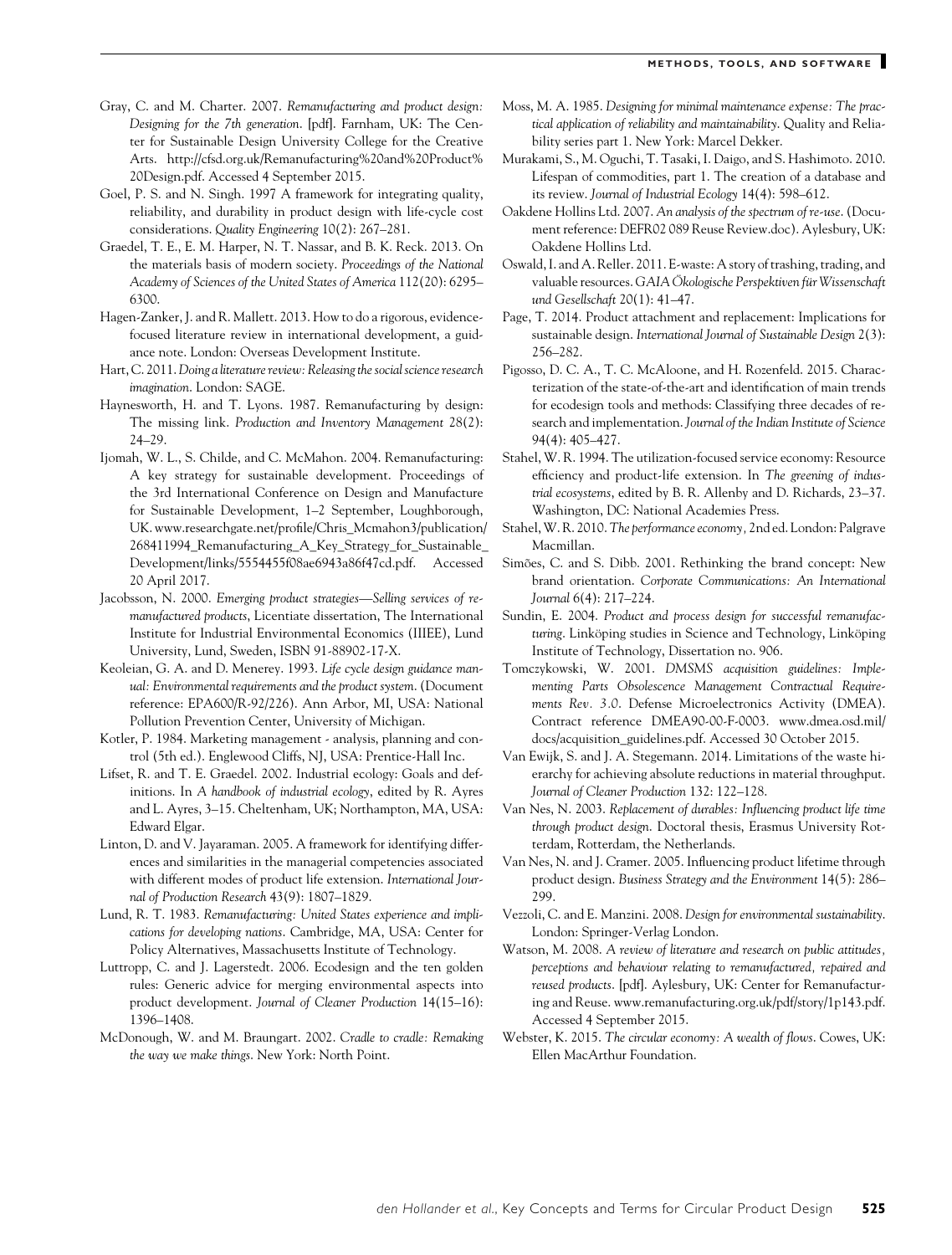Gray, C. and M. Charter. 2007. *Remanufacturing and product design: Designing for the 7th generation*. [pdf]. Farnham, UK: The Center for Sustainable Design University College for the Creative Arts. http://cfsd.org.uk/Remanufacturing%20and%20Product%20Design.pdf. Accessed 4 September 2015.

Goel, P. S. and N. Singh. 1997 A framework for integrating quality, reliability, and durability in product design with life-cycle cost considerations. *Quality Engineering* 10(2): 267–281.

Graedel, T. E., E. M. Harper, N. T. Nassar, and B. K. Reck. 2013. On the materials basis of modern society. *Proceedings of the National Academy of Sciences of the United States of America* 112(20): 6295–6300.

Hagen-Zanker, J. and R. Mallett. 2013. How to do a rigorous, evidence-focused literature review in international development, a guidance note. London: Overseas Development Institute.

Hart, C. 2011. *Doing a literature review: Releasing the social science research imagination*. London: SAGE.

Haynesworth, H. and T. Lyons. 1987. Remanufacturing by design: The missing link. *Production and Inventory Management* 28(2): 24–29.

Ijomah, W. L., S. Childe, and C. McMahon. 2004. Remanufacturing: A key strategy for sustainable development. Proceedings of the 3rd International Conference on Design and Manufacture for Sustainable Development, 1–2 September, Loughborough, UK. www.researchgate.net/profile/Chris_Mcmahon3/publication/268411994_Remanufacturing_A_Key_Strategy_for_Sustainable_Development/links/5554455f08ae6943a86f47cd.pdf. Accessed 20 April 2017.

Jacobsson, N. 2000. *Emerging product strategies—Selling services of remanufactured products*, Licentiate dissertation, The International Institute for Industrial Environmental Economics (IIIEE), Lund University, Lund, Sweden, ISBN 91-88902-17-X.

Keoleian, G. A. and D. Menerey. 1993. *Life cycle design guidance manual: Environmental requirements and the product system*. (Document reference: EPA600/R-92/226). Ann Arbor, MI, USA: National Pollution Prevention Center, University of Michigan.

Kotler, P. 1984. Marketing management - analysis, planning and control (5th ed.). Englewood Cliffs, NJ, USA: Prentice-Hall Inc.

Lifset, R. and T. E. Graedel. 2002. Industrial ecology: Goals and definitions. In *A handbook of industrial ecology*, edited by R. Ayres and L. Ayres, 3–15. Cheltenham, UK; Northampton, MA, USA: Edward Elgar.

Linton, D. and V. Jayaraman. 2005. A framework for identifying differences and similarities in the managerial competencies associated with different modes of product life extension. *International Journal of Production Research* 43(9): 1807–1829.

Lund, R. T. 1983. *Remanufacturing: United States experience and implications for developing nations*. Cambridge, MA, USA: Center for Policy Alternatives, Massachusetts Institute of Technology.

Luttropp, C. and J. Lagerstedt. 2006. Ecodesign and the ten golden rules: Generic advice for merging environmental aspects into product development. *Journal of Cleaner Production* 14(15–16): 1396–1408.

McDonough, W. and M. Braungart. 2002. *Cradle to cradle: Remaking the way we make things*. New York: North Point.

Moss, M. A. 1985. *Designing for minimal maintenance expense: The practical application of reliability and maintainability*. Quality and Reliability series part 1. New York: Marcel Dekker.

Murakami, S., M. Oguchi, T. Tasaki, I. Daigo, and S. Hashimoto. 2010. Lifespan of commodities, part 1. The creation of a database and its review. *Journal of Industrial Ecology* 14(4): 598–612.

Oakdene Hollins Ltd. 2007. *An analysis of the spectrum of re-use*. (Document reference: DEFR02 089 Reuse Review.doc). Aylesbury, UK: Oakdene Hollins Ltd.

Oswald, I. and A. Reller. 2011. E-waste: A story of trashing, trading, and valuable resources. *GAIA Ökologische Perspektiven für Wissenschaft und Gesellschaft* 20(1): 41–47.

Page, T. 2014. Product attachment and replacement: Implications for sustainable design. *International Journal of Sustainable Design* 2(3): 256–282.

Pigosso, D. C. A., T. C. McAloone, and H. Rozenfeld. 2015. Characterization of the state-of-the-art and identification of main trends for ecodesign tools and methods: Classifying three decades of research and implementation. *Journal of the Indian Institute of Science* 94(4): 405–427.

Stahel, W. R. 1994. The utilization-focused service economy: Resource efficiency and product-life extension. In *The greening of industrial ecosystems*, edited by B. R. Allenby and D. Richards, 23–37. Washington, DC: National Academies Press.

Stahel, W. R. 2010. *The performance economy*, 2nd ed. London: Palgrave Macmillan.

Simões, C. and S. Dibb. 2001. Rethinking the brand concept: New brand orientation. *Corporate Communications: An International Journal* 6(4): 217–224.

Sundin, E. 2004. *Product and process design for successful remanufacturing*. Linköping studies in Science and Technology, Linköping Institute of Technology, Dissertation no. 906.

Tomczykowski, W. 2001. *DMSMS acquisition guidelines: Implementing Parts Obsolescence Management Contractual Requirements Rev. 3.0*. Defense Microelectronics Activity (DMEA). Contract reference DMEA90-00-F-0003. www.dmea.osd.mil/docs/acquisition_guidelines.pdf. Accessed 30 October 2015.

Van Ewijk, S. and J. A. Stegemann. 2014. Limitations of the waste hierarchy for achieving absolute reductions in material throughput. *Journal of Cleaner Production* 132: 122–128.

Van Nes, N. 2003. *Replacement of durables: Influencing product life time through product design*. Doctoral thesis, Erasmus University Rotterdam, Rotterdam, the Netherlands.

Van Nes, N. and J. Cramer. 2005. Influencing product lifetime through product design. *Business Strategy and the Environment* 14(5): 286–299.

Vezzoli, C. and E. Manzini. 2008. *Design for environmental sustainability*. London: Springer-Verlag London.

Watson, M. 2008. *A review of literature and research on public attitudes, perceptions and behaviour relating to remanufactured, repaired and reused products*. [pdf]. Aylesbury, UK: Center for Remanufacturing and Reuse. www.remanufacturing.org.uk/pdf/story/1p143.pdf. Accessed 4 September 2015.

Webster, K. 2015. *The circular economy: A wealth of flows*. Cowes, UK: Ellen MacArthur Foundation.